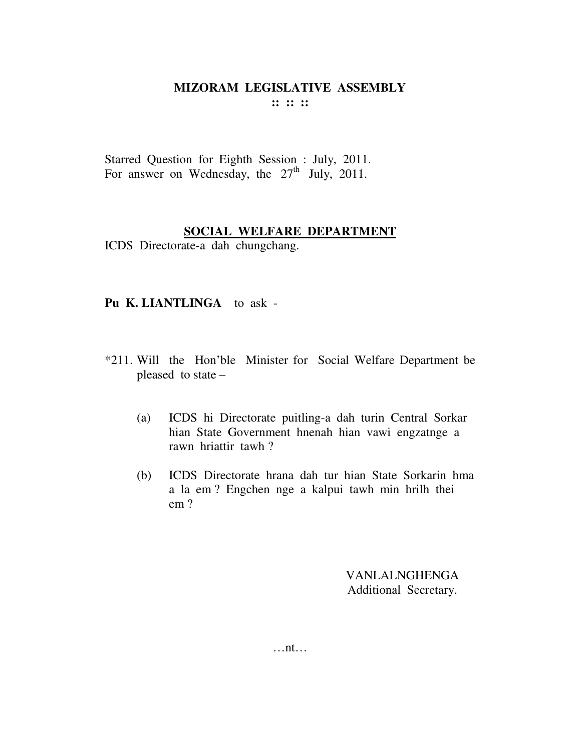# MIZORAM LEGISLATIVE ASSEMBLY

**:: :: ::**

Starred Question for Eighth Session : July, 2011.
For answer on Wednesday, the 27th July, 2011.

## SOCIAL WELFARE DEPARTMENT

ICDS Directorate-a dah chungchang.

**Pu K. LIANTLINGA** to ask -

*211. Will the Hon'ble Minister for Social Welfare Department be pleased to state –

(a) ICDS hi Directorate puitling-a dah turin Central Sorkar hian State Government hnenah hian vawi engzatnge a rawn hriattir tawh ?

(b) ICDS Directorate hrana dah tur hian State Sorkarin hma a la em ? Engchen nge a kalpui tawh min hrilh thei em ?

VANLALNGHENGA
Additional Secretary.

…nt…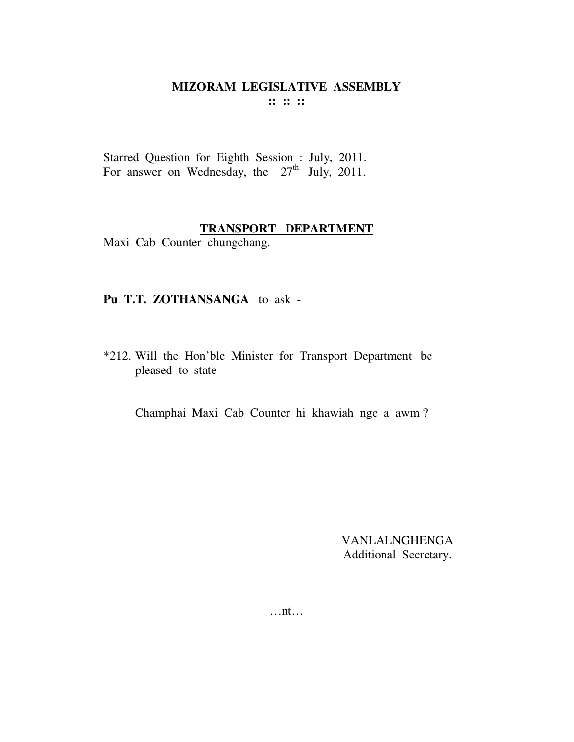# MIZORAM LEGISLATIVE ASSEMBLY

**:: :: ::**

Starred Question for Eighth Session : July, 2011.
For answer on Wednesday, the 27th July, 2011.

## TRANSPORT DEPARTMENT

Maxi Cab Counter chungchang.

**Pu T.T. ZOTHANSANGA** to ask -

*212. Will the Hon'ble Minister for Transport Department be pleased to state –

Champhai Maxi Cab Counter hi khawiah nge a awm ?

VANLALNGHENGA
Additional Secretary.

…nt…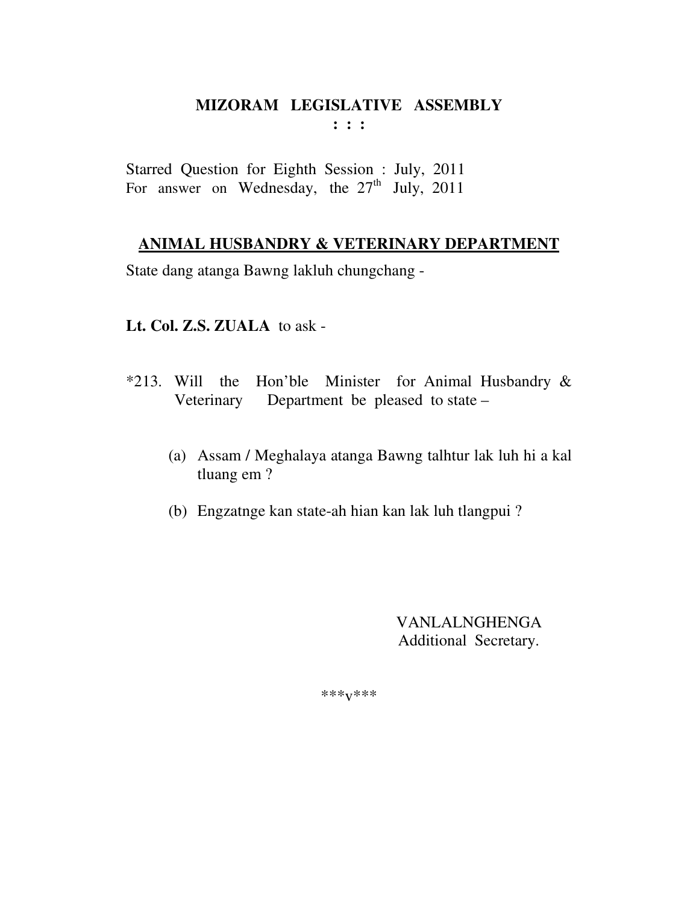# MIZORAM LEGISLATIVE ASSEMBLY

**: : :**

Starred Question for Eighth Session : July, 2011
For answer on Wednesday, the 27th July, 2011

## ANIMAL HUSBANDRY & VETERINARY DEPARTMENT

State dang atanga Bawng lakluh chungchang -

**Lt. Col. Z.S. ZUALA** to ask -

*213. Will the Hon'ble Minister for Animal Husbandry & Veterinary Department be pleased to state –

(a) Assam / Meghalaya atanga Bawng talhtur lak luh hi a kal tluang em ?

(b) Engzatnge kan state-ah hian kan lak luh tlangpui ?

VANLALNGHENGA
Additional Secretary.

***v***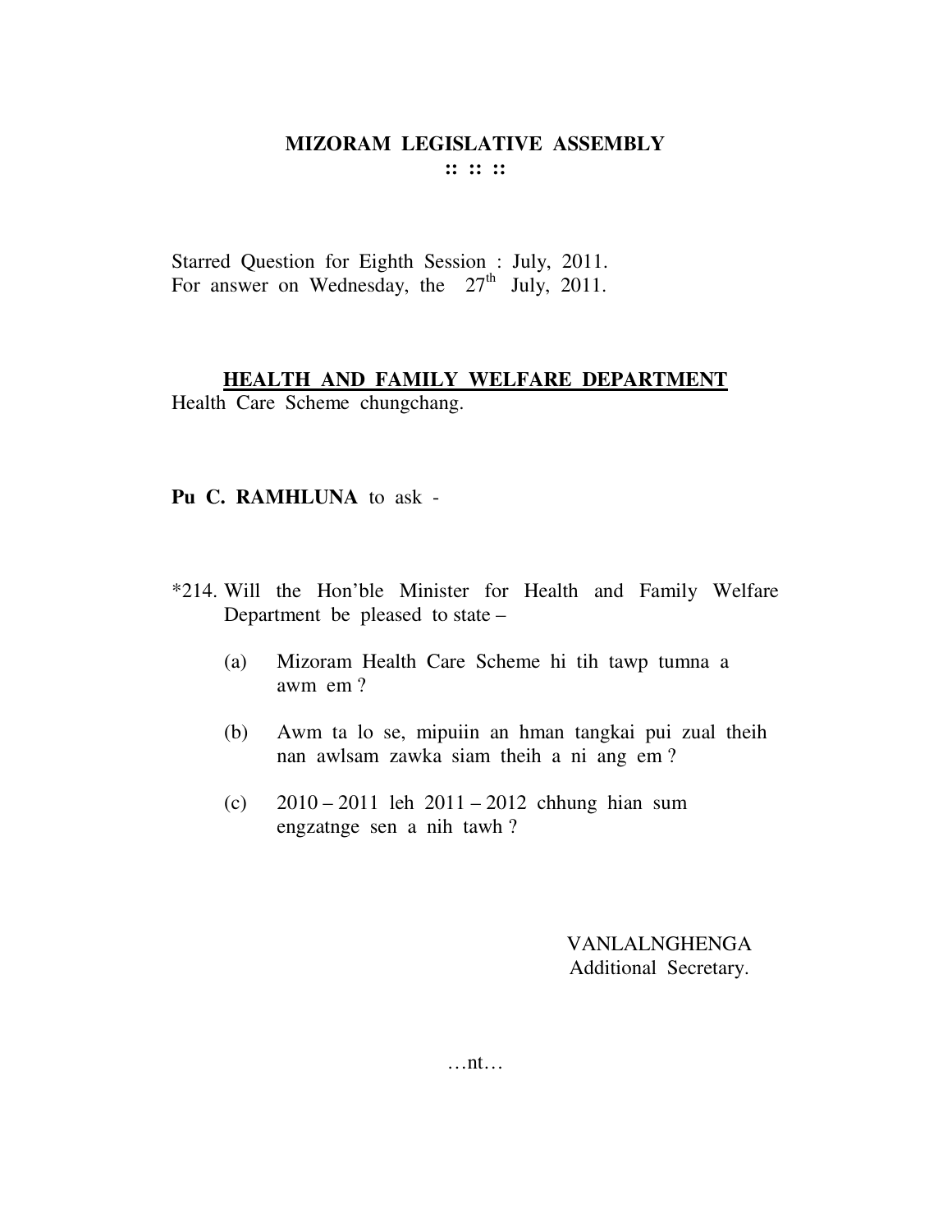# MIZORAM LEGISLATIVE ASSEMBLY

:: :: ::

Starred Question for Eighth Session : July, 2011.
For answer on Wednesday, the 27th July, 2011.

**HEALTH AND FAMILY WELFARE DEPARTMENT**

Health Care Scheme chungchang.

**Pu C. RAMHLUNA** to ask -

*214. Will the Hon'ble Minister for Health and Family Welfare Department be pleased to state –

(a) Mizoram Health Care Scheme hi tih tawp tumna a awm em ?

(b) Awm ta lo se, mipuiin an hman tangkai pui zual theih nan awlsam zawka siam theih a ni ang em ?

(c) 2010 – 2011 leh 2011 – 2012 chhung hian sum engzatnge sen a nih tawh ?

VANLALNGHENGA
Additional Secretary.

…nt…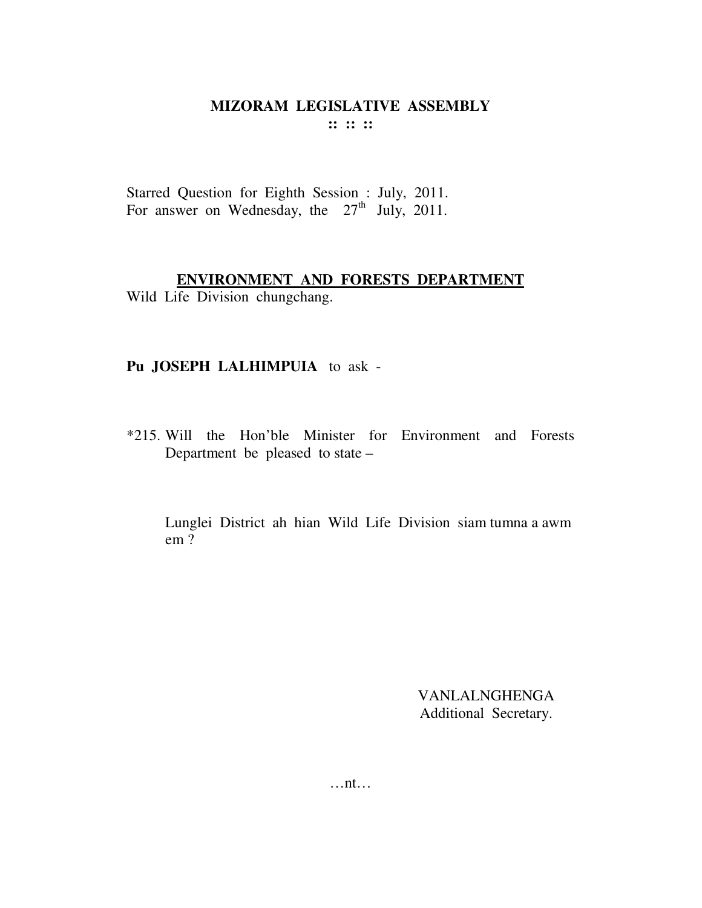# MIZORAM LEGISLATIVE ASSEMBLY

:: :: ::

Starred Question for Eighth Session : July, 2011.
For answer on Wednesday, the 27th July, 2011.

## ENVIRONMENT AND FORESTS DEPARTMENT

Wild Life Division chungchang.

**Pu JOSEPH LALHIMPUIA** to ask -

*215. Will the Hon'ble Minister for Environment and Forests Department be pleased to state –

Lunglei District ah hian Wild Life Division siam tumna a awm em ?

VANLALNGHENGA
Additional Secretary.

…nt…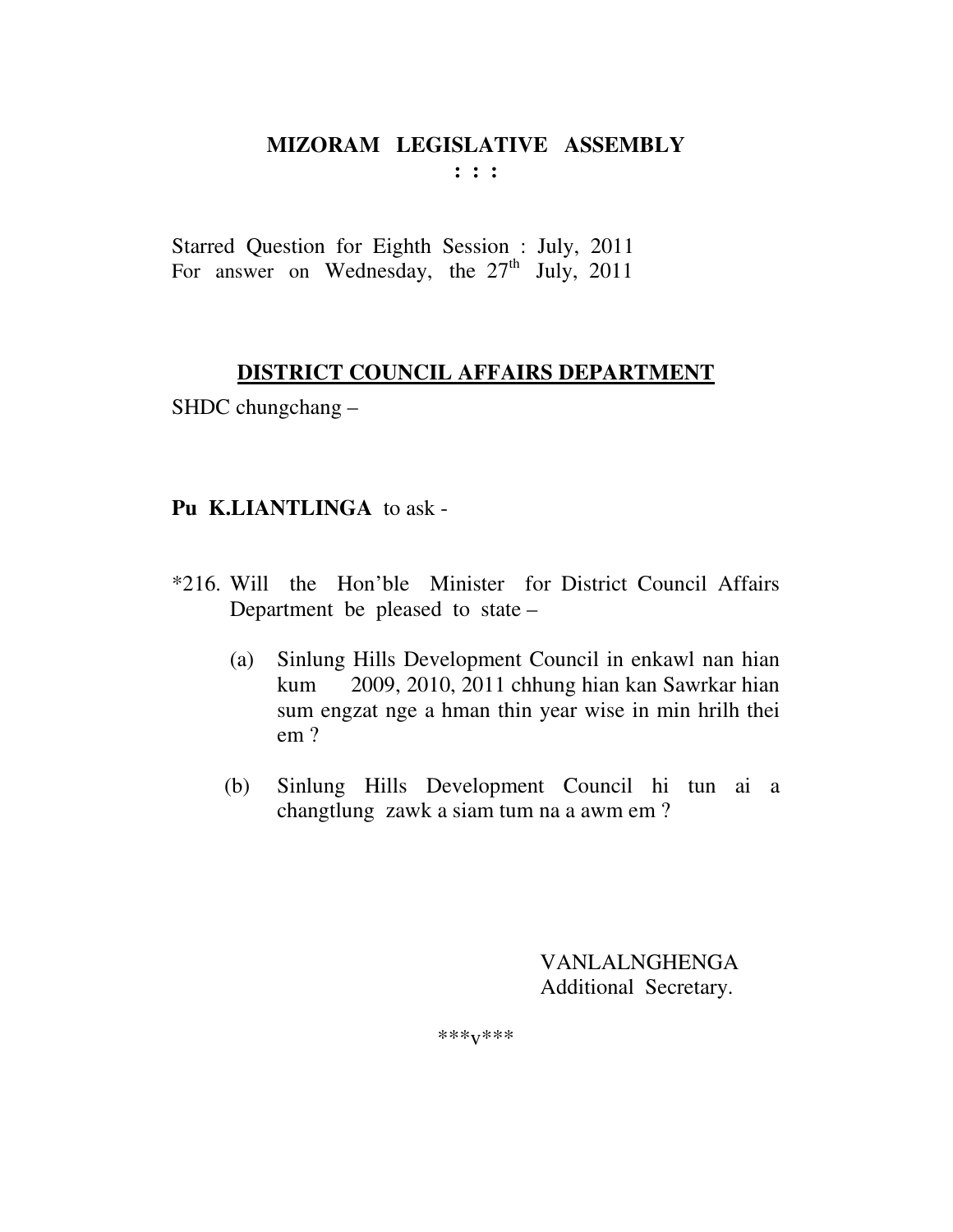**MIZORAM LEGISLATIVE ASSEMBLY**

**: : :**

Starred Question for Eighth Session : July, 2011
For answer on Wednesday, the 27th July, 2011

**DISTRICT COUNCIL AFFAIRS DEPARTMENT**

SHDC chungchang –

**Pu K.LIANTLINGA** to ask -

*216. Will the Hon'ble Minister for District Council Affairs Department be pleased to state –

(a) Sinlung Hills Development Council in enkawl nan hian kum 2009, 2010, 2011 chhung hian kan Sawrkar hian sum engzat nge a hman thin year wise in min hrilh thei em ?

(b) Sinlung Hills Development Council hi tun ai a changtlung zawk a siam tum na a awm em ?

VANLALNGHENGA
Additional Secretary.

***v***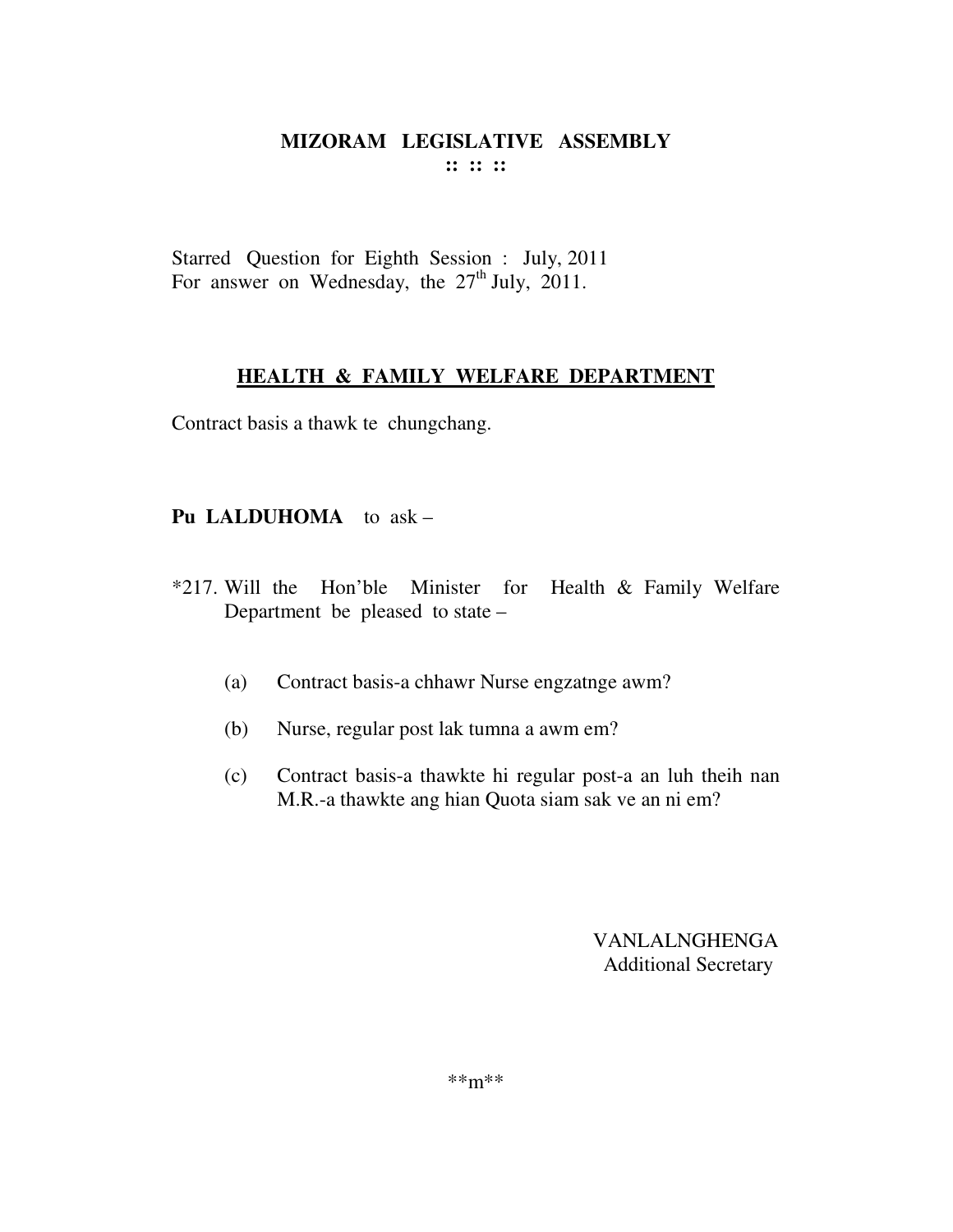# MIZORAM LEGISLATIVE ASSEMBLY

:: :: ::

Starred Question for Eighth Session : July, 2011
For answer on Wednesday, the 27th July, 2011.

## HEALTH & FAMILY WELFARE DEPARTMENT

Contract basis a thawk te chungchang.

**Pu LALDUHOMA** to ask –

*217. Will the Hon'ble Minister for Health & Family Welfare Department be pleased to state –

(a) Contract basis-a chhawr Nurse engzatnge awm?

(b) Nurse, regular post lak tumna a awm em?

(c) Contract basis-a thawkte hi regular post-a an luh theih nan M.R.-a thawkte ang hian Quota siam sak ve an ni em?

VANLALNGHENGA
Additional Secretary

**m**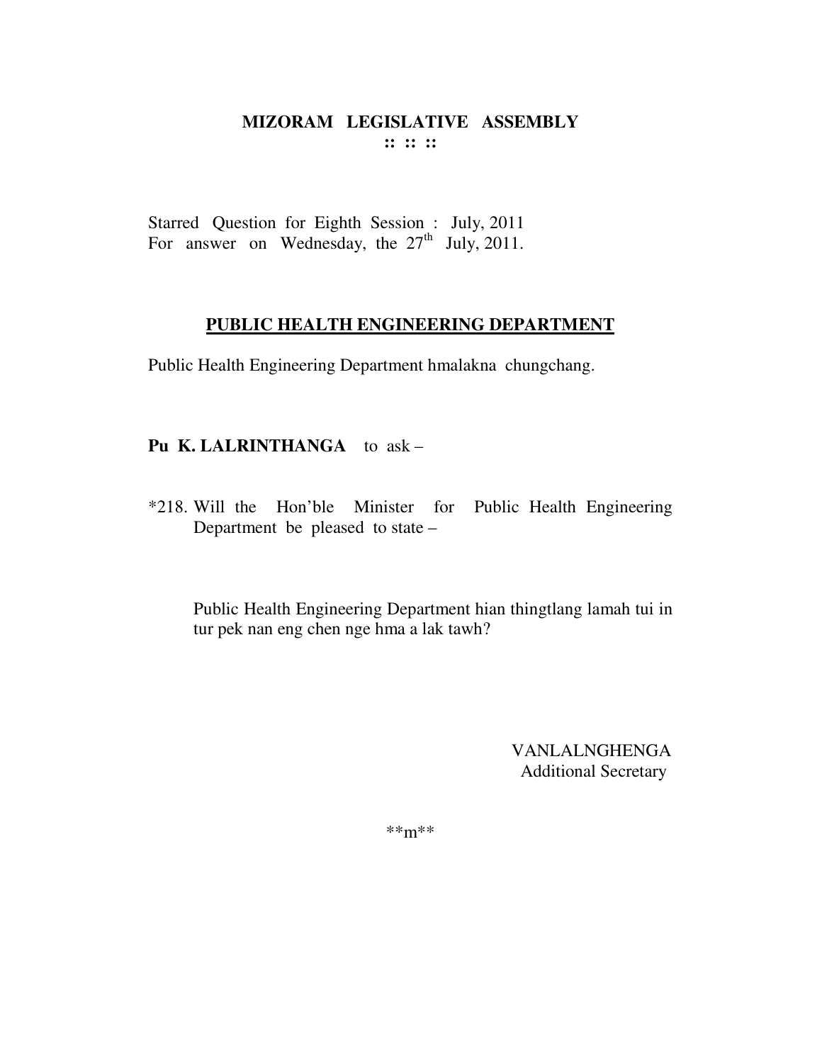# MIZORAM LEGISLATIVE ASSEMBLY

**:: :: ::**

Starred Question for Eighth Session : July, 2011
For answer on Wednesday, the 27th July, 2011.

## PUBLIC HEALTH ENGINEERING DEPARTMENT

Public Health Engineering Department hmalakna chungchang.

**Pu K. LALRINTHANGA** to ask –

*218. Will the Hon'ble Minister for Public Health Engineering Department be pleased to state –

Public Health Engineering Department hian thingtlang lamah tui in tur pek nan eng chen nge hma a lak tawh?

VANLALNGHENGA
Additional Secretary

**m**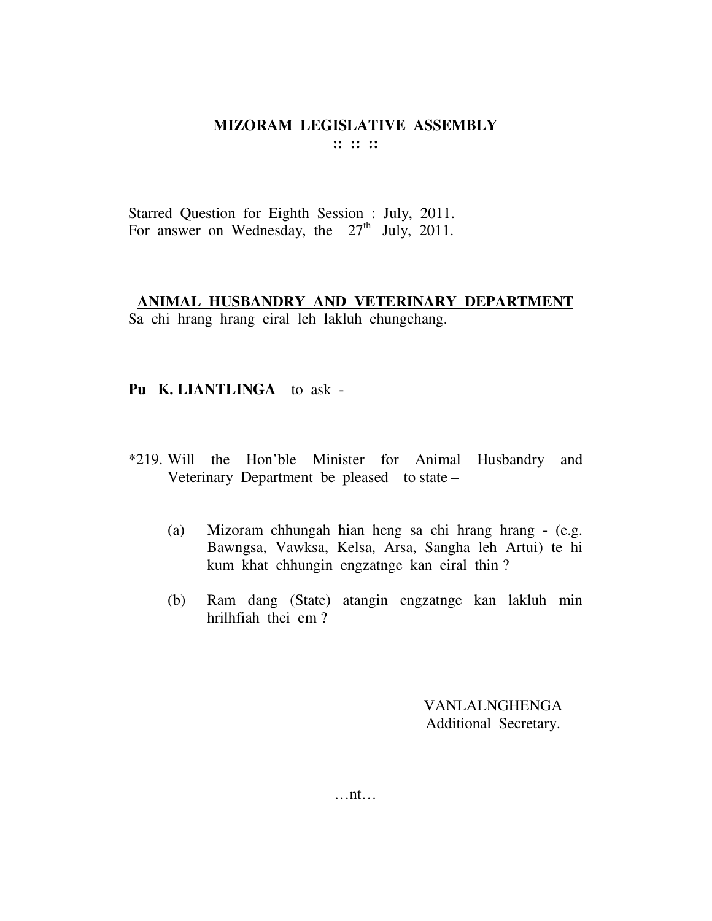**MIZORAM LEGISLATIVE ASSEMBLY**
**:: :: ::**

Starred Question for Eighth Session : July, 2011.
For answer on Wednesday, the 27th July, 2011.

**ANIMAL HUSBANDRY AND VETERINARY DEPARTMENT**
Sa chi hrang hrang eiral leh lakluh chungchang.

**Pu K. LIANTLINGA** to ask -

*219. Will the Hon'ble Minister for Animal Husbandry and Veterinary Department be pleased to state –

(a) Mizoram chhungah hian heng sa chi hrang hrang - (e.g. Bawngsa, Vawksa, Kelsa, Arsa, Sangha leh Artui) te hi kum khat chhungin engzatnge kan eiral thin ?

(b) Ram dang (State) atangin engzatnge kan lakluh min hrilhfiah thei em ?

VANLALNGHENGA
Additional Secretary.

…nt…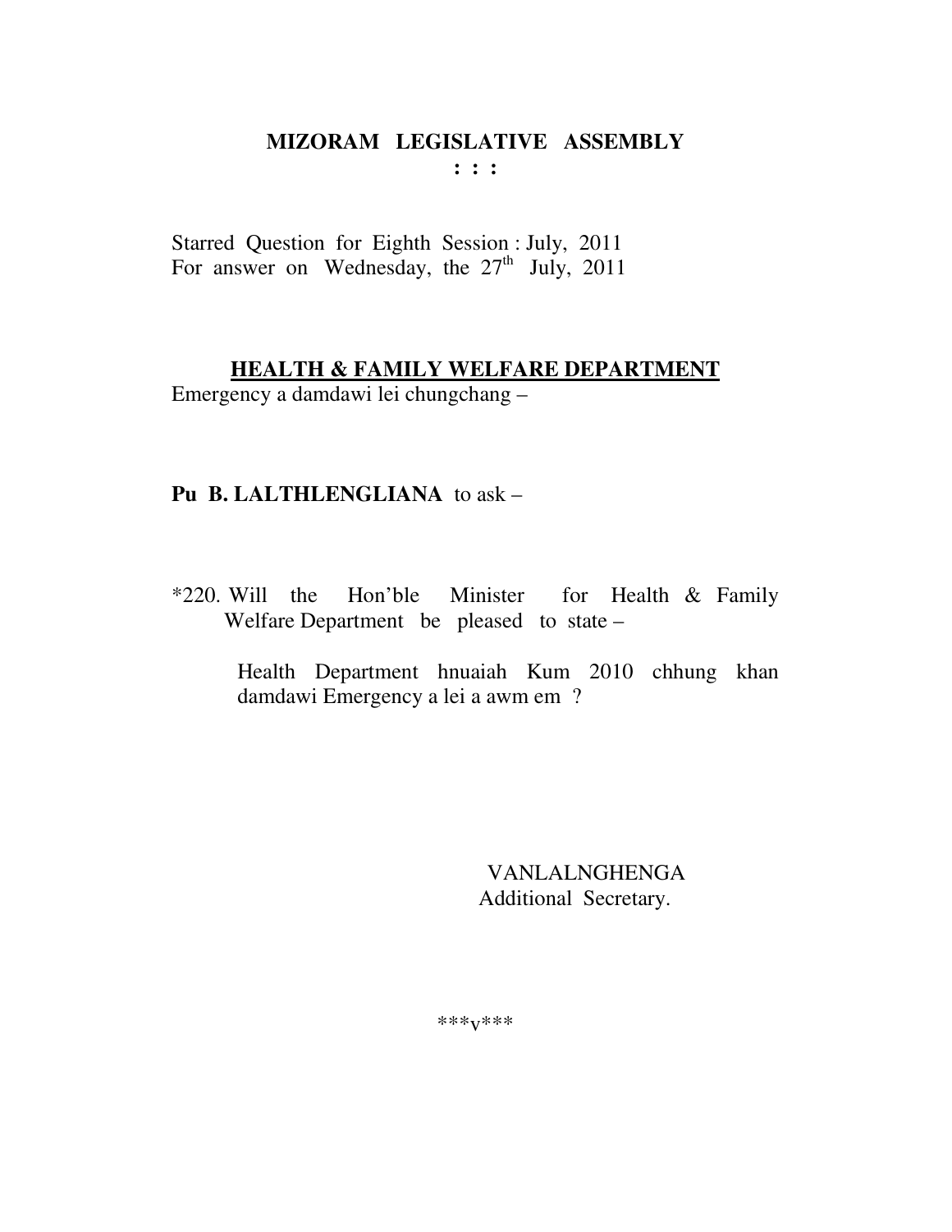# MIZORAM LEGISLATIVE ASSEMBLY

**: : :**

Starred Question for Eighth Session : July, 2011
For answer on Wednesday, the 27th July, 2011

## HEALTH & FAMILY WELFARE DEPARTMENT

Emergency a damdawi lei chungchang –

**Pu B. LALTHLENGLIANA** to ask –

*220. Will the Hon'ble Minister for Health & Family Welfare Department be pleased to state –

Health Department hnuaiah Kum 2010 chhung khan damdawi Emergency a lei a awm em ?

VANLALNGHENGA
Additional Secretary.

***v***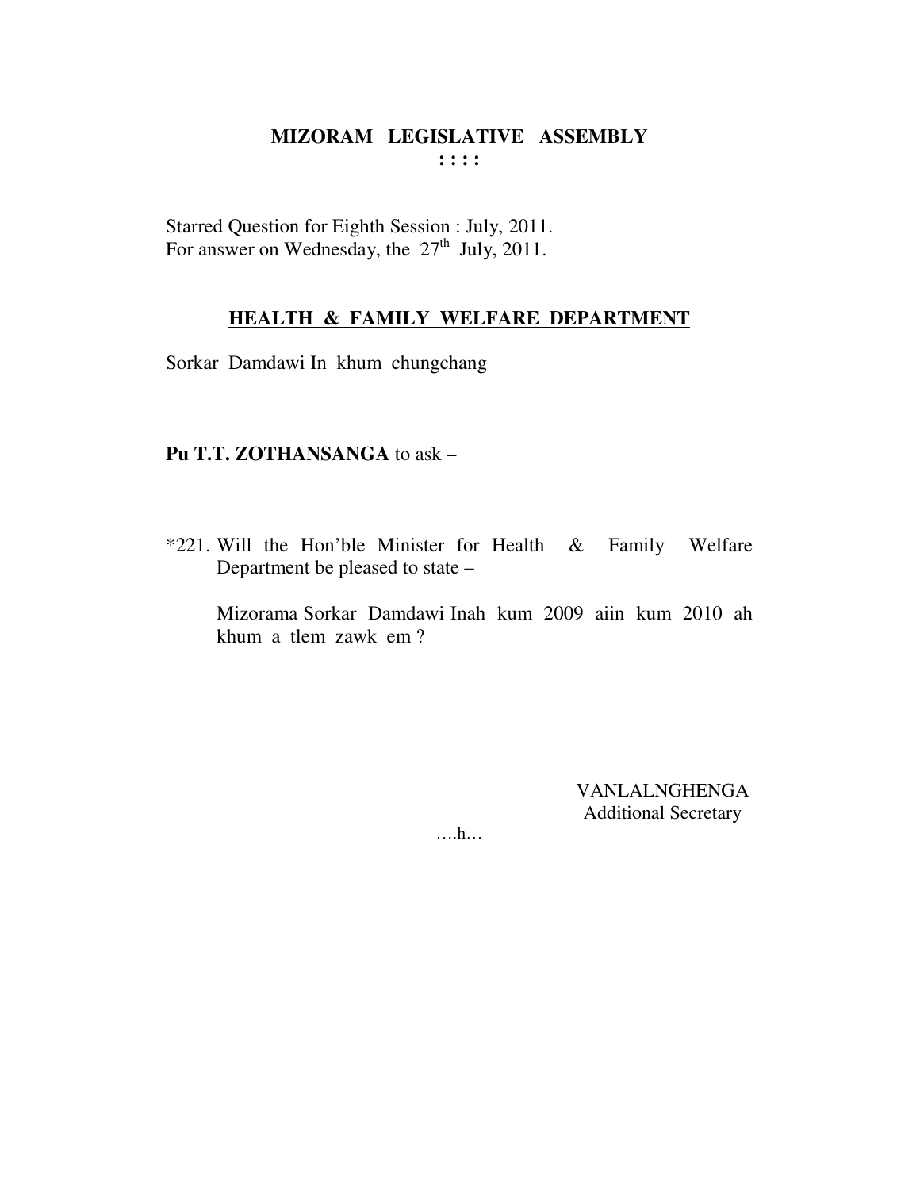**MIZORAM LEGISLATIVE ASSEMBLY**
**: : : :**

Starred Question for Eighth Session : July, 2011.
For answer on Wednesday, the 27th July, 2011.

**HEALTH & FAMILY WELFARE DEPARTMENT**

Sorkar Damdawi In khum chungchang

**Pu T.T. ZOTHANSANGA** to ask –

*221. Will the Hon'ble Minister for Health & Family Welfare Department be pleased to state –

Mizorama Sorkar Damdawi Inah kum 2009 aiin kum 2010 ah khum a tlem zawk em ?

VANLALNGHENGA
Additional Secretary

….h…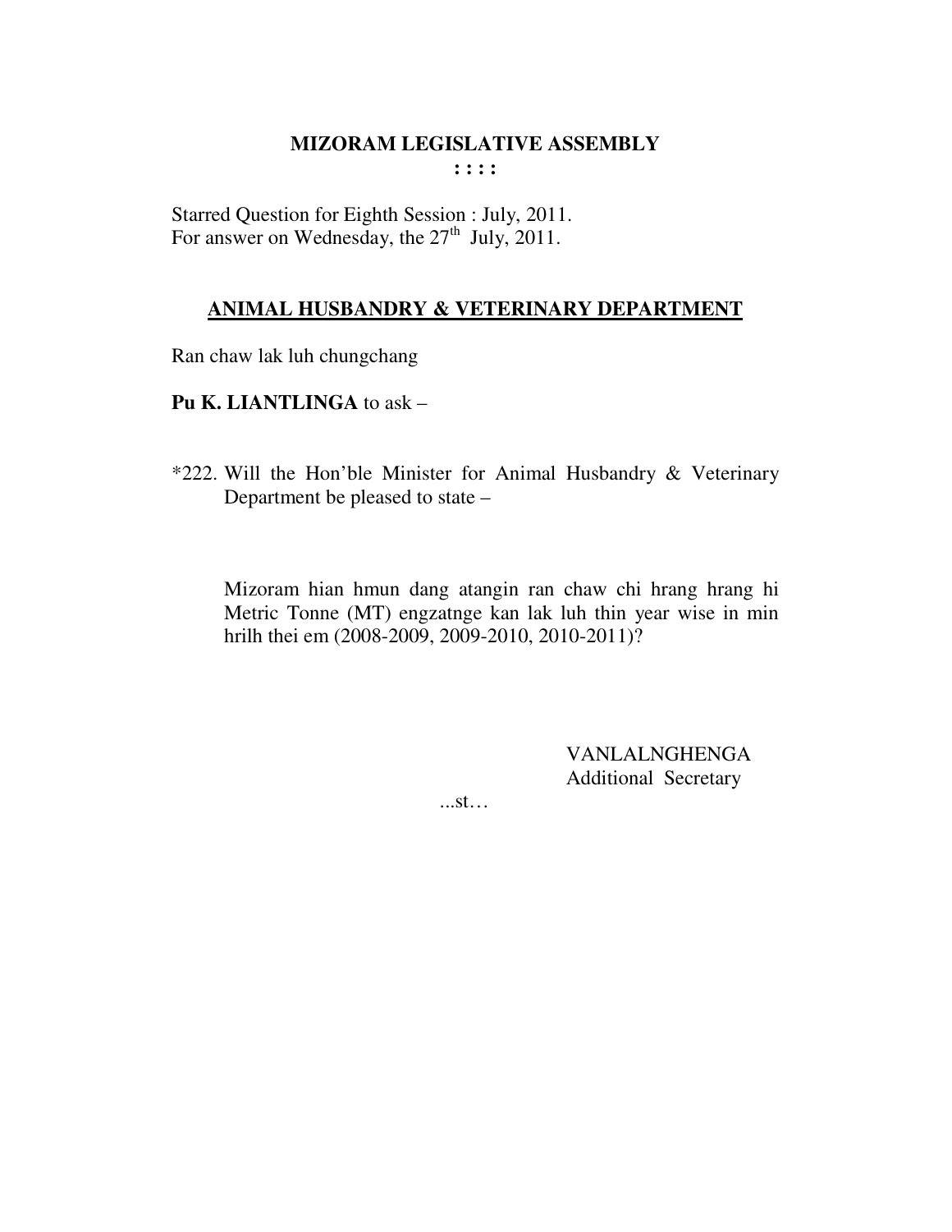# MIZORAM LEGISLATIVE ASSEMBLY

**: : : :**

Starred Question for Eighth Session : July, 2011.
For answer on Wednesday, the 27th July, 2011.

## ANIMAL HUSBANDRY & VETERINARY DEPARTMENT

Ran chaw lak luh chungchang

**Pu K. LIANTLINGA** to ask –

*222. Will the Hon'ble Minister for Animal Husbandry & Veterinary Department be pleased to state –

Mizoram hian hmun dang atangin ran chaw chi hrang hrang hi Metric Tonne (MT) engzatnge kan lak luh thin year wise in min hrilh thei em (2008-2009, 2009-2010, 2010-2011)?

VANLALNGHENGA
Additional Secretary

...st…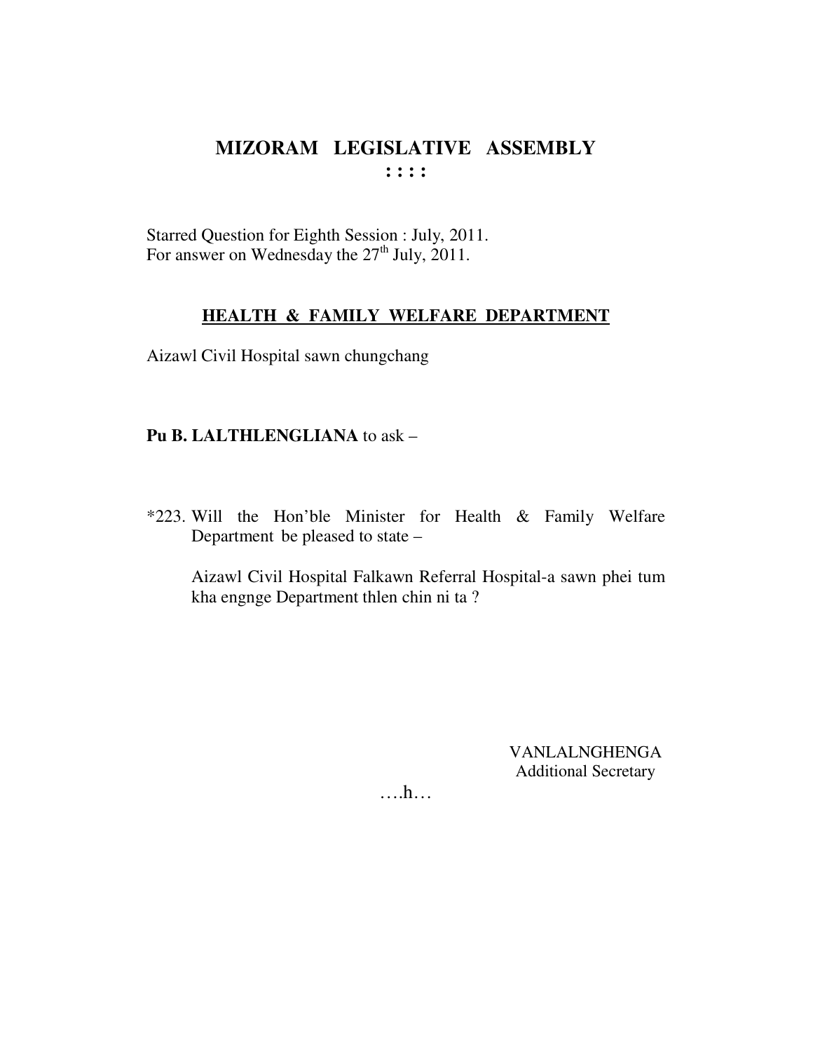# MIZORAM LEGISLATIVE ASSEMBLY

: : : :

Starred Question for Eighth Session : July, 2011.
For answer on Wednesday the 27th July, 2011.

## HEALTH & FAMILY WELFARE DEPARTMENT

Aizawl Civil Hospital sawn chungchang

**Pu B. LALTHLENGLIANA** to ask –

*223. Will the Hon'ble Minister for Health & Family Welfare Department be pleased to state –

Aizawl Civil Hospital Falkawn Referral Hospital-a sawn phei tum kha engnge Department thlen chin ni ta ?

VANLALNGHENGA
Additional Secretary

….h…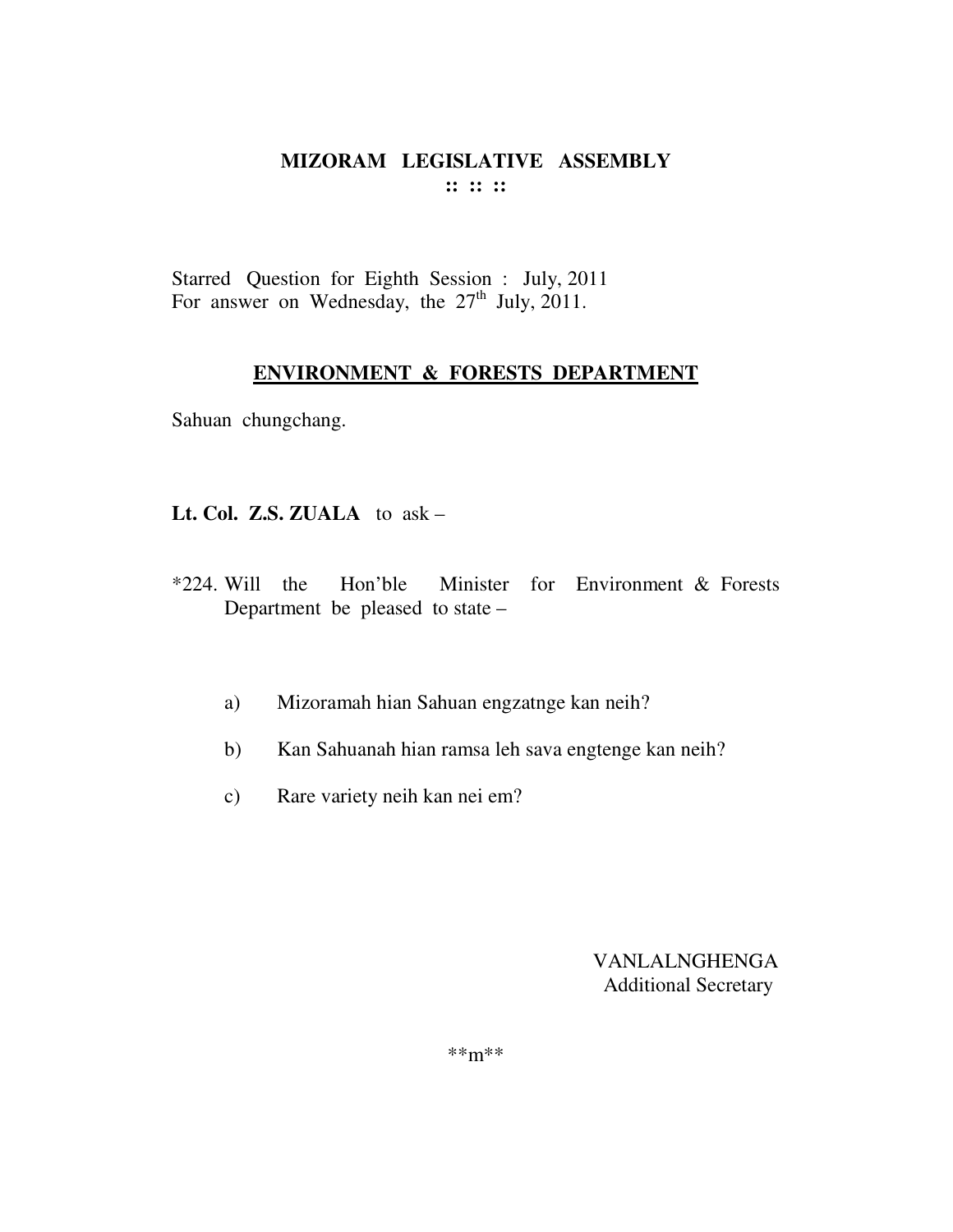# MIZORAM LEGISLATIVE ASSEMBLY

:: :: ::

Starred Question for Eighth Session : July, 2011
For answer on Wednesday, the 27th July, 2011.

## ENVIRONMENT & FORESTS DEPARTMENT

Sahuan chungchang.

**Lt. Col. Z.S. ZUALA** to ask –

*224. Will the Hon'ble Minister for Environment & Forests Department be pleased to state –

a) Mizoramah hian Sahuan engzatnge kan neih?

b) Kan Sahuanah hian ramsa leh sava engtenge kan neih?

c) Rare variety neih kan nei em?

VANLALNGHENGA
Additional Secretary

**m**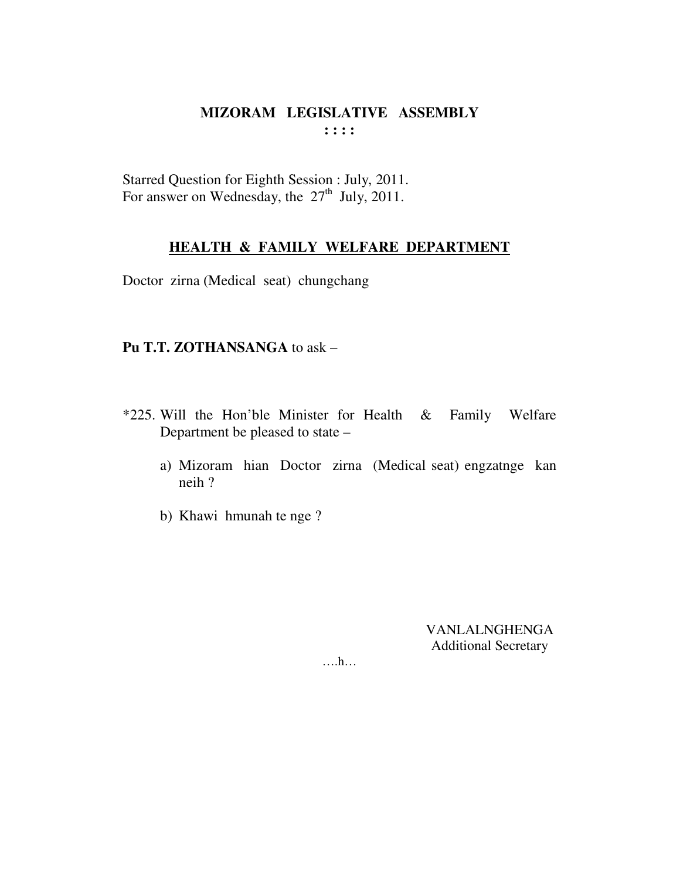# MIZORAM LEGISLATIVE ASSEMBLY

**: : : :**

Starred Question for Eighth Session : July, 2011.
For answer on Wednesday, the 27th July, 2011.

## HEALTH & FAMILY WELFARE DEPARTMENT

Doctor zirna (Medical seat) chungchang

**Pu T.T. ZOTHANSANGA** to ask –

*225. Will the Hon'ble Minister for Health & Family Welfare Department be pleased to state –

a) Mizoram hian Doctor zirna (Medical seat) engzatnge kan neih ?

b) Khawi hmunah te nge ?

VANLALNGHENGA
Additional Secretary

….h…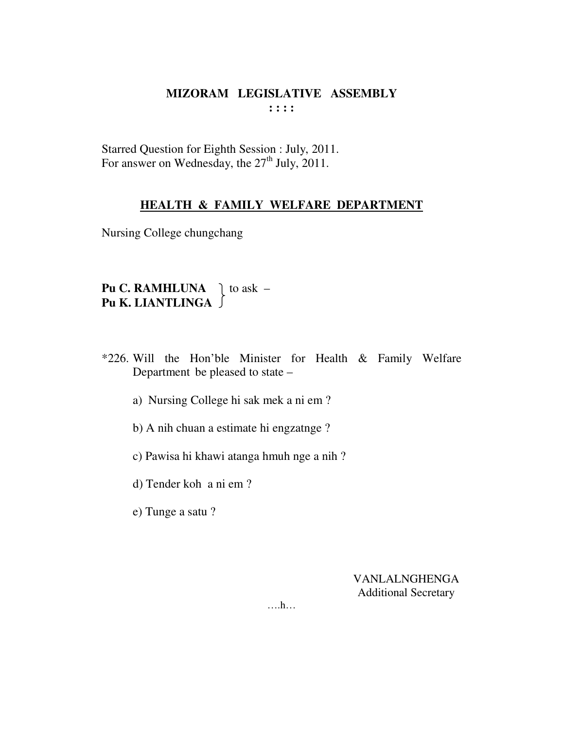# MIZORAM LEGISLATIVE ASSEMBLY

: : : :

Starred Question for Eighth Session : July, 2011.
For answer on Wednesday, the 27th July, 2011.

## HEALTH & FAMILY WELFARE DEPARTMENT

Nursing College chungchang

**Pu C. RAMHLUNA**
**Pu K. LIANTLINGA** } to ask –

*226. Will the Hon'ble Minister for Health & Family Welfare Department be pleased to state –

a) Nursing College hi sak mek a ni em ?

b) A nih chuan a estimate hi engzatnge ?

c) Pawisa hi khawi atanga hmuh nge a nih ?

d) Tender koh a ni em ?

e) Tunge a satu ?

VANLALNGHENGA
Additional Secretary

….h…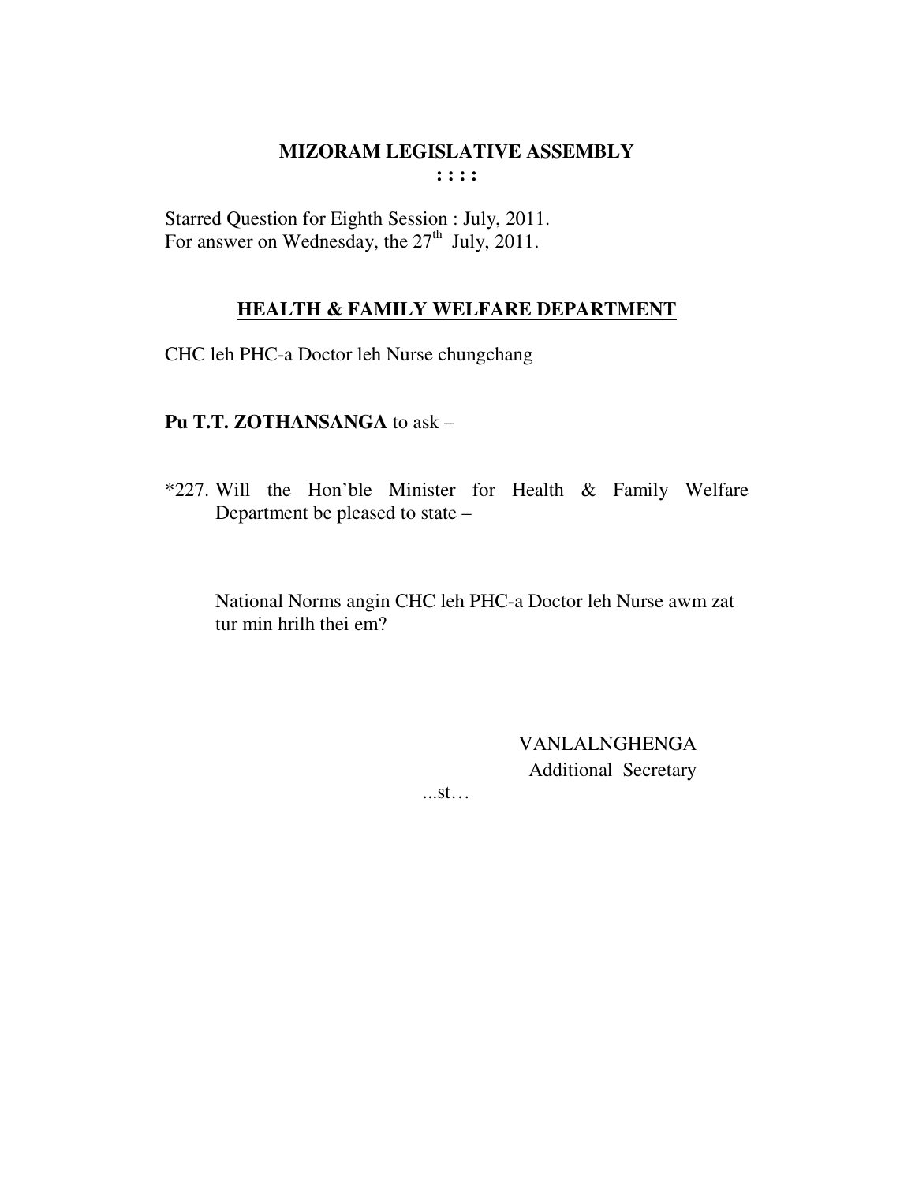**MIZORAM LEGISLATIVE ASSEMBLY**
**: : : :**

Starred Question for Eighth Session : July, 2011.
For answer on Wednesday, the 27th July, 2011.

**HEALTH & FAMILY WELFARE DEPARTMENT**

CHC leh PHC-a Doctor leh Nurse chungchang

**Pu T.T. ZOTHANSANGA** to ask –

*227. Will the Hon'ble Minister for Health & Family Welfare Department be pleased to state –

National Norms angin CHC leh PHC-a Doctor leh Nurse awm zat tur min hrilh thei em?

VANLALNGHENGA
Additional Secretary

...st…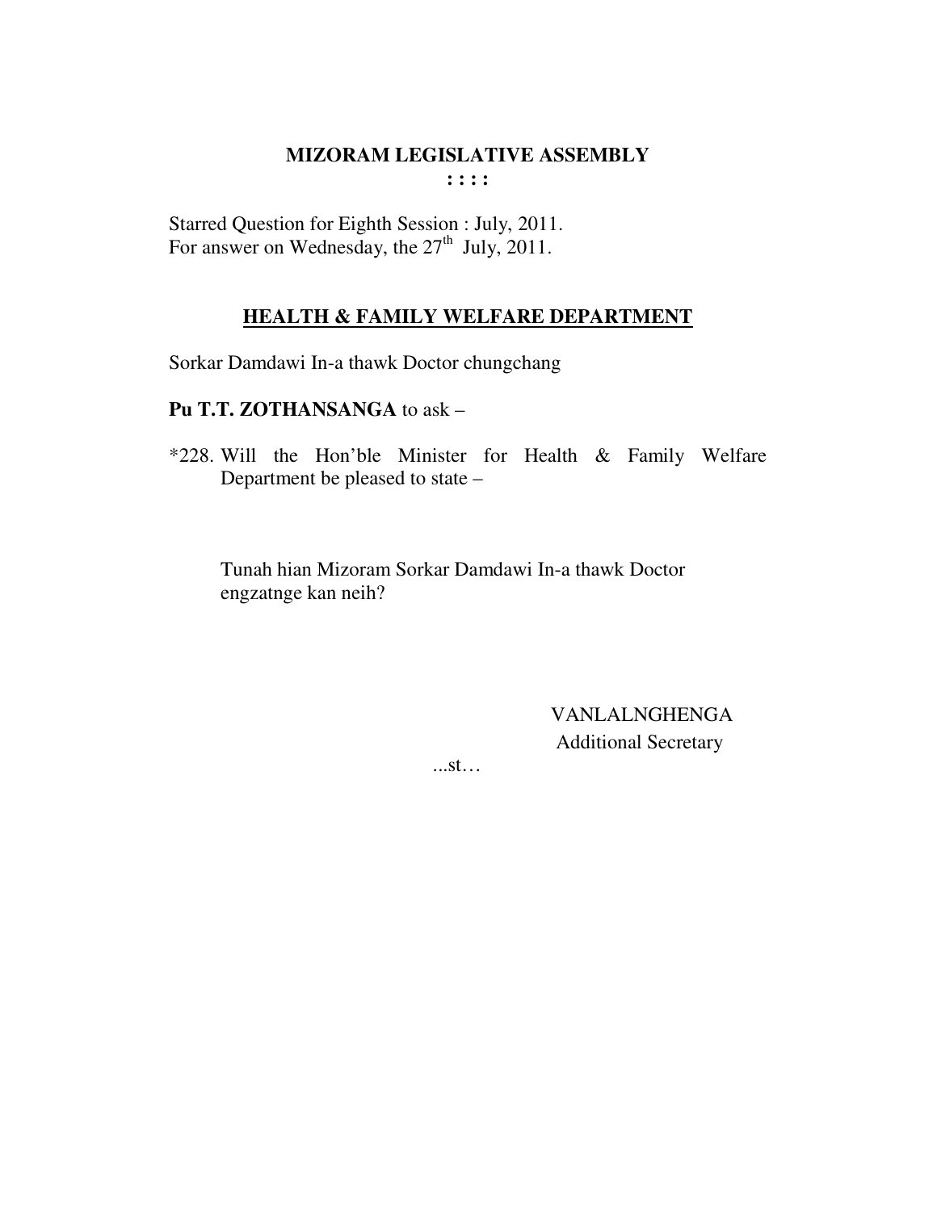# MIZORAM LEGISLATIVE ASSEMBLY

**: : : :**

Starred Question for Eighth Session : July, 2011.
For answer on Wednesday, the 27th July, 2011.

## HEALTH & FAMILY WELFARE DEPARTMENT

Sorkar Damdawi In-a thawk Doctor chungchang

**Pu T.T. ZOTHANSANGA** to ask –

*228. Will the Hon'ble Minister for Health & Family Welfare Department be pleased to state –

Tunah hian Mizoram Sorkar Damdawi In-a thawk Doctor engzatnge kan neih?

VANLALNGHENGA
Additional Secretary

...st…